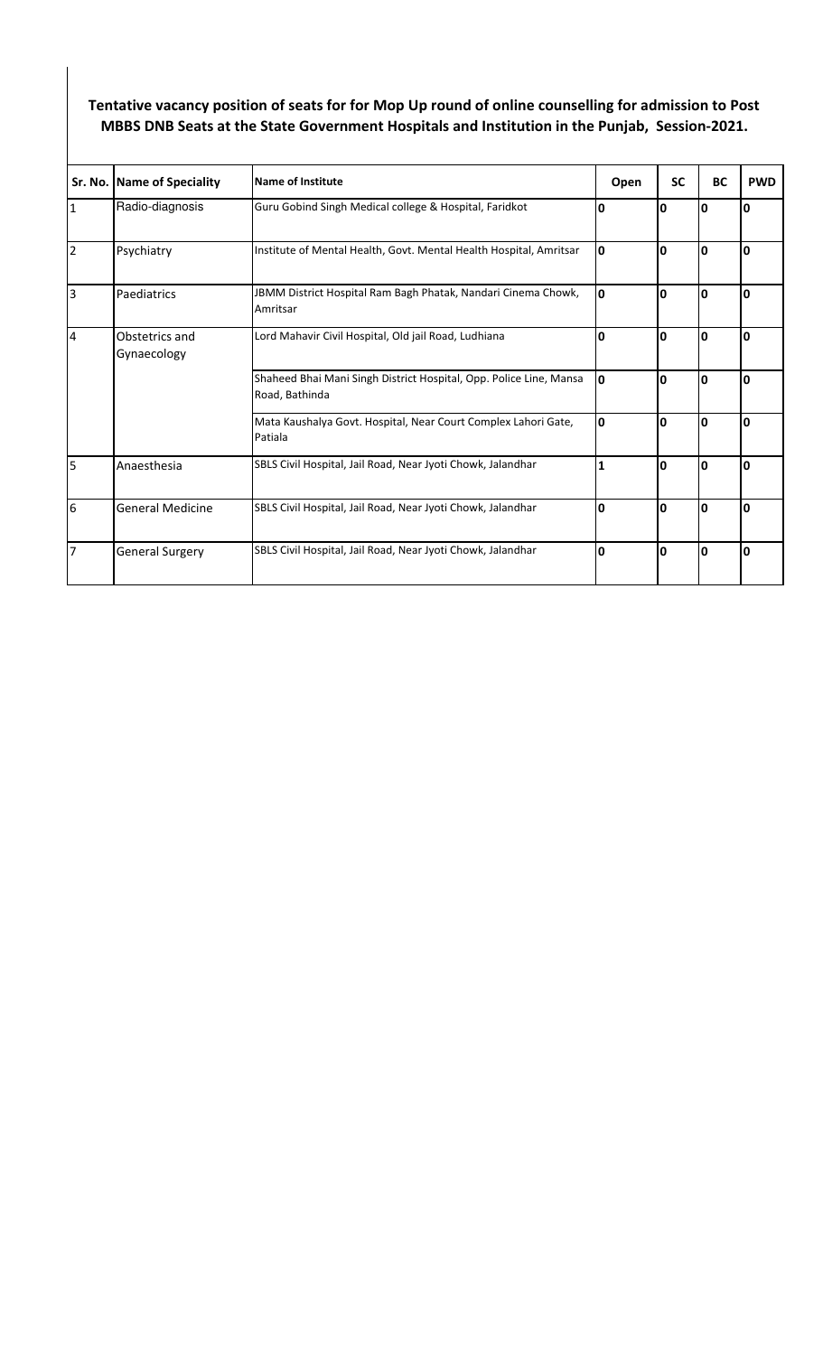**Tentative vacancy position of seats for for Mop Up round of online counselling for admission to Post MBBS DNB Seats at the State Government Hospitals and Institution in the Punjab, Session-2021.**

| Sr. No. | Name of Speciality | Name of Institute | Open | SC | BC | PWD |
|---|---|---|---|---|---|---|
| 1 | Radio-diagnosis | Guru Gobind Singh Medical college & Hospital, Faridkot | 0 | 0 | 0 | 0 |
| 2 | Psychiatry | Institute of Mental Health, Govt. Mental Health Hospital, Amritsar | 0 | 0 | 0 | 0 |
| 3 | Paediatrics | JBMM District Hospital Ram Bagh Phatak, Nandari Cinema Chowk, Amritsar | 0 | 0 | 0 | 0 |
| 4 | Obstetrics and Gynaecology | Lord Mahavir Civil Hospital, Old jail Road, Ludhiana | 0 | 0 | 0 | 0 |
| | | Shaheed Bhai Mani Singh District Hospital, Opp. Police Line, Mansa Road, Bathinda | 0 | 0 | 0 | 0 |
| | | Mata Kaushalya Govt. Hospital, Near Court Complex Lahori Gate, Patiala | 0 | 0 | 0 | 0 |
| 5 | Anaesthesia | SBLS Civil Hospital, Jail Road, Near Jyoti Chowk, Jalandhar | 1 | 0 | 0 | 0 |
| 6 | General Medicine | SBLS Civil Hospital, Jail Road, Near Jyoti Chowk, Jalandhar | 0 | 0 | 0 | 0 |
| 7 | General Surgery | SBLS Civil Hospital, Jail Road, Near Jyoti Chowk, Jalandhar | 0 | 0 | 0 | 0 |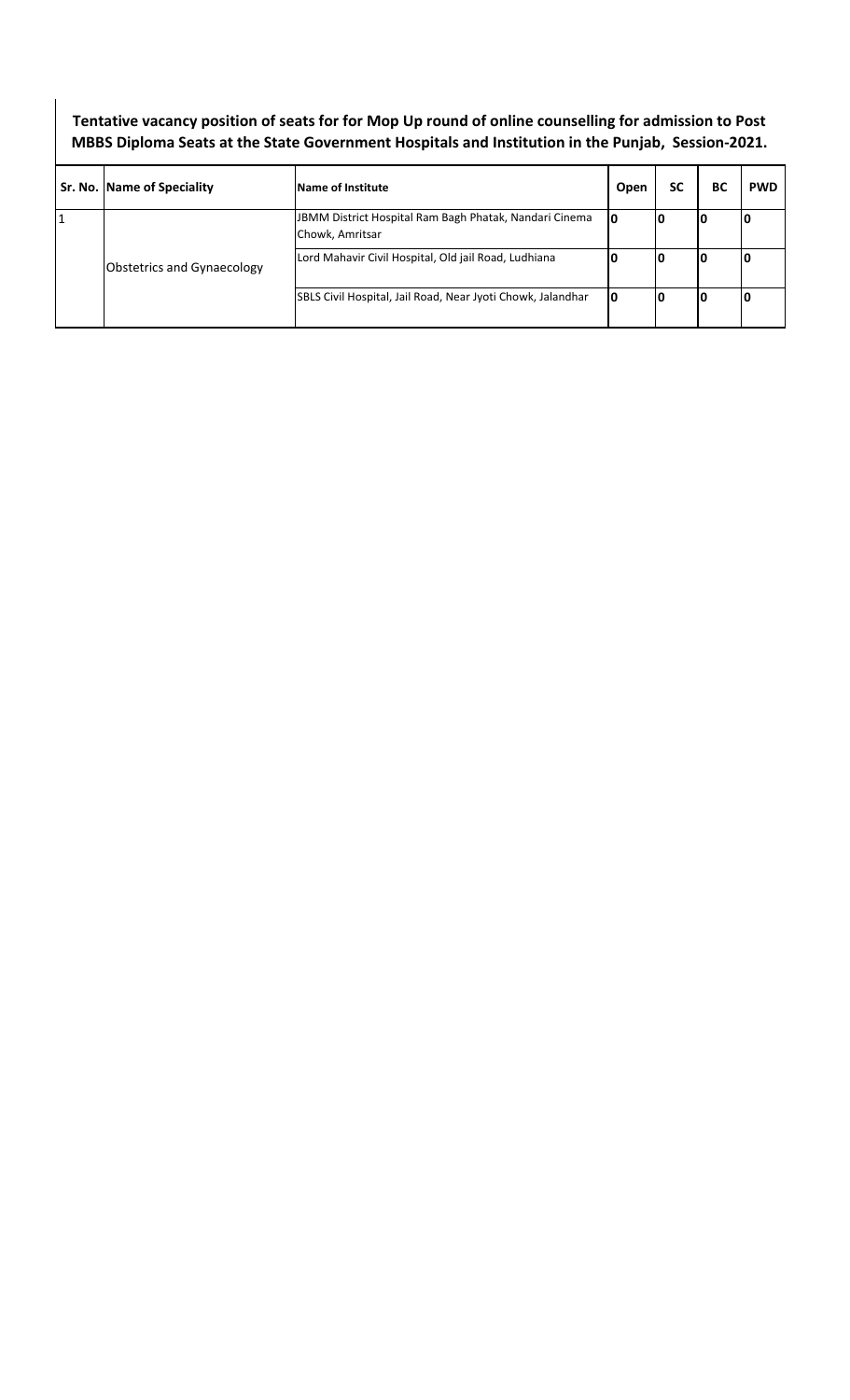**Tentative vacancy position of seats for for Mop Up round of online counselling for admission to Post MBBS Diploma Seats at the State Government Hospitals and Institution in the Punjab, Session-2021.**

| Sr. No. | Name of Speciality | Name of Institute | Open | SC | BC | PWD |
|---|---|---|---|---|---|---|
| 1 | Obstetrics and Gynaecology | JBMM District Hospital Ram Bagh Phatak, Nandari Cinema Chowk, Amritsar | 0 | 0 | 0 | 0 |
| | | Lord Mahavir Civil Hospital, Old jail Road, Ludhiana | 0 | 0 | 0 | 0 |
| | | SBLS Civil Hospital, Jail Road, Near Jyoti Chowk, Jalandhar | 0 | 0 | 0 | 0 |